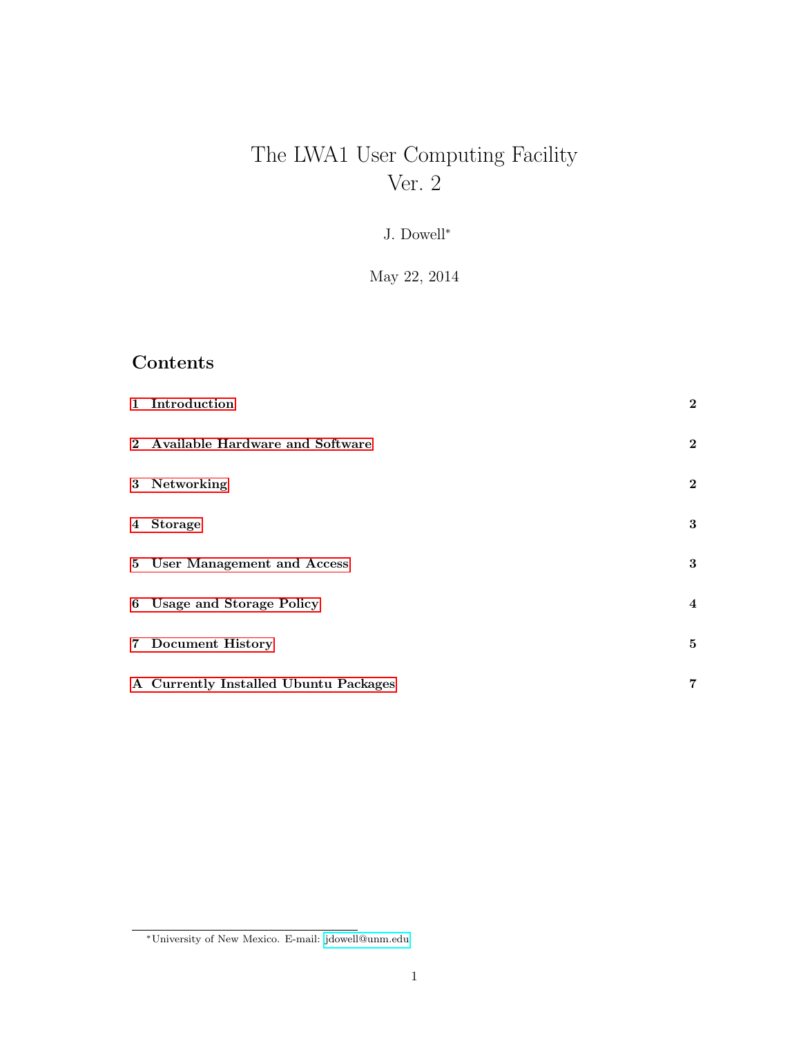# The LWA1 User Computing Facility
# Ver. 2

J. Dowell*

May 22, 2014

## Contents

| | |
|---|---|
| **1 Introduction** | **2** |
| **2 Available Hardware and Software** | **2** |
| **3 Networking** | **2** |
| **4 Storage** | **3** |
| **5 User Management and Access** | **3** |
| **6 Usage and Storage Policy** | **4** |
| **7 Document History** | **5** |
| **A Currently Installed Ubuntu Packages** | **7** |

*University of New Mexico. E-mail: jdowell@unm.edu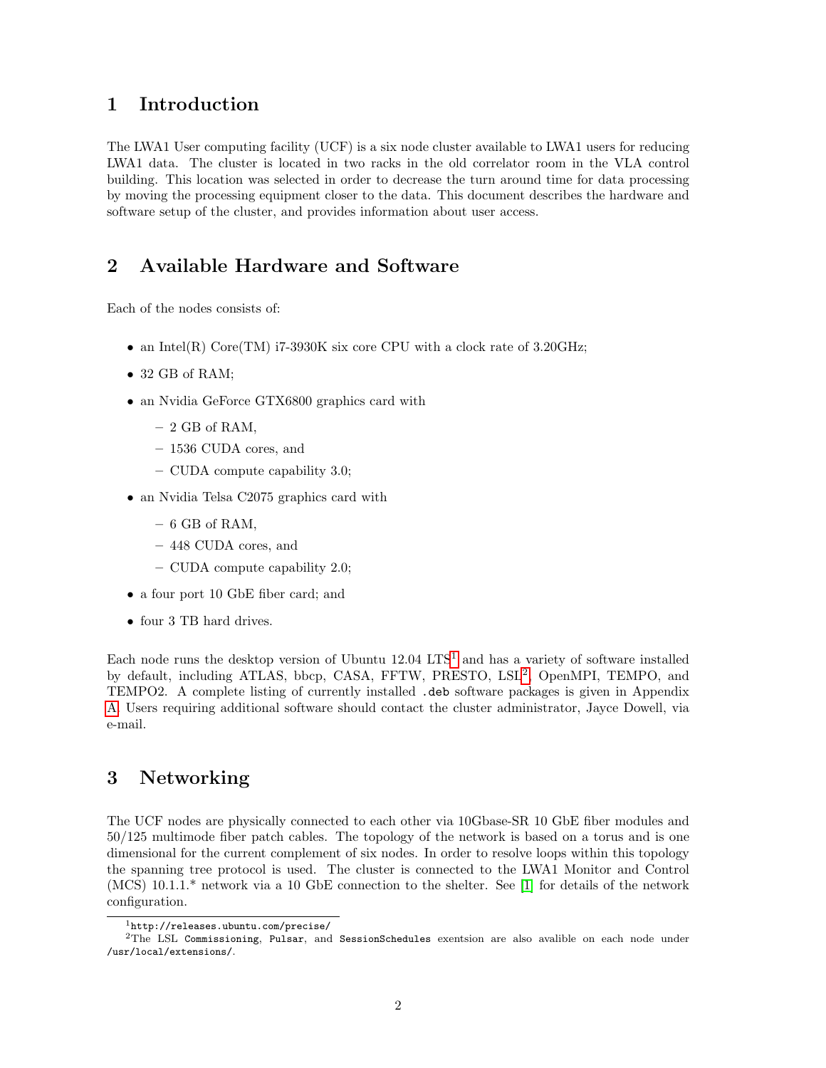# 1 Introduction

The LWA1 User computing facility (UCF) is a six node cluster available to LWA1 users for reducing LWA1 data. The cluster is located in two racks in the old correlator room in the VLA control building. This location was selected in order to decrease the turn around time for data processing by moving the processing equipment closer to the data. This document describes the hardware and software setup of the cluster, and provides information about user access.

# 2 Available Hardware and Software

Each of the nodes consists of:

- an Intel(R) Core(TM) i7-3930K six core CPU with a clock rate of 3.20GHz;
- 32 GB of RAM;
- an Nvidia GeForce GTX6800 graphics card with
  - 2 GB of RAM,
  - 1536 CUDA cores, and
  - CUDA compute capability 3.0;
- an Nvidia Telsa C2075 graphics card with
  - 6 GB of RAM,
  - 448 CUDA cores, and
  - CUDA compute capability 2.0;
- a four port 10 GbE fiber card; and
- four 3 TB hard drives.

Each node runs the desktop version of Ubuntu 12.04 LTS[1] and has a variety of software installed by default, including ATLAS, bbcp, CASA, FFTW, PRESTO, LSL[2], OpenMPI, TEMPO, and TEMPO2. A complete listing of currently installed `.deb` software packages is given in Appendix A. Users requiring additional software should contact the cluster administrator, Jayce Dowell, via e-mail.

# 3 Networking

The UCF nodes are physically connected to each other via 10Gbase-SR 10 GbE fiber modules and 50/125 multimode fiber patch cables. The topology of the network is based on a torus and is one dimensional for the current complement of six nodes. In order to resolve loops within this topology the spanning tree protocol is used. The cluster is connected to the LWA1 Monitor and Control (MCS) 10.1.1.* network via a 10 GbE connection to the shelter. See [1] for details of the network configuration.

---

[1] `http://releases.ubuntu.com/precise/`

[2] The LSL `Commissioning`, `Pulsar`, and `SessionSchedules` exentsion are also avalible on each node under `/usr/local/extensions/`.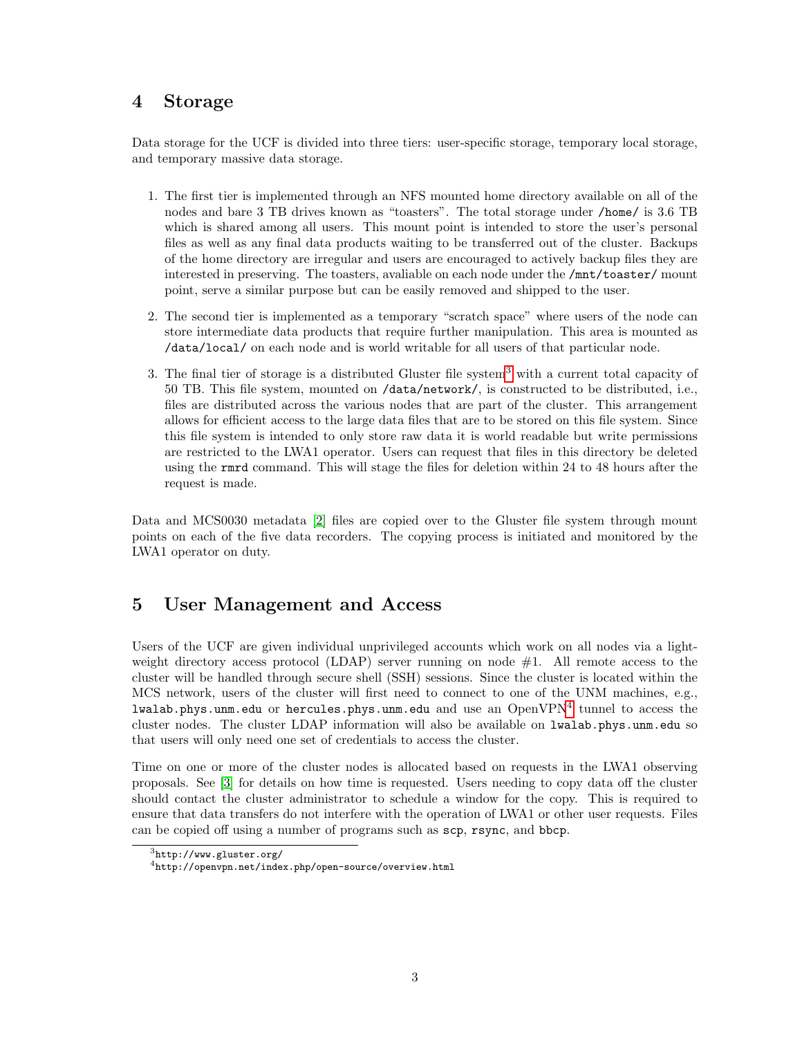## 4 Storage

Data storage for the UCF is divided into three tiers: user-specific storage, temporary local storage, and temporary massive data storage.

1. The first tier is implemented through an NFS mounted home directory available on all of the nodes and bare 3 TB drives known as "toasters". The total storage under `/home/` is 3.6 TB which is shared among all users. This mount point is intended to store the user's personal files as well as any final data products waiting to be transferred out of the cluster. Backups of the home directory are irregular and users are encouraged to actively backup files they are interested in preserving. The toasters, avaliable on each node under the `/mnt/toaster/` mount point, serve a similar purpose but can be easily removed and shipped to the user.

2. The second tier is implemented as a temporary "scratch space" where users of the node can store intermediate data products that require further manipulation. This area is mounted as `/data/local/` on each node and is world writable for all users of that particular node.

3. The final tier of storage is a distributed Gluster file system[3] with a current total capacity of 50 TB. This file system, mounted on `/data/network/`, is constructed to be distributed, i.e., files are distributed across the various nodes that are part of the cluster. This arrangement allows for efficient access to the large data files that are to be stored on this file system. Since this file system is intended to only store raw data it is world readable but write permissions are restricted to the LWA1 operator. Users can request that files in this directory be deleted using the `rmrd` command. This will stage the files for deletion within 24 to 48 hours after the request is made.

Data and MCS0030 metadata [2] files are copied over to the Gluster file system through mount points on each of the five data recorders. The copying process is initiated and monitored by the LWA1 operator on duty.

## 5 User Management and Access

Users of the UCF are given individual unprivileged accounts which work on all nodes via a lightweight directory access protocol (LDAP) server running on node #1. All remote access to the cluster will be handled through secure shell (SSH) sessions. Since the cluster is located within the MCS network, users of the cluster will first need to connect to one of the UNM machines, e.g., `lwalab.phys.unm.edu` or `hercules.phys.unm.edu` and use an OpenVPN[4] tunnel to access the cluster nodes. The cluster LDAP information will also be available on `lwalab.phys.unm.edu` so that users will only need one set of credentials to access the cluster.

Time on one or more of the cluster nodes is allocated based on requests in the LWA1 observing proposals. See [3] for details on how time is requested. Users needing to copy data off the cluster should contact the cluster administrator to schedule a window for the copy. This is required to ensure that data transfers do not interfere with the operation of LWA1 or other user requests. Files can be copied off using a number of programs such as `scp`, `rsync`, and `bbcp`.

---

[3] `http://www.gluster.org/`

[4] `http://openvpn.net/index.php/open-source/overview.html`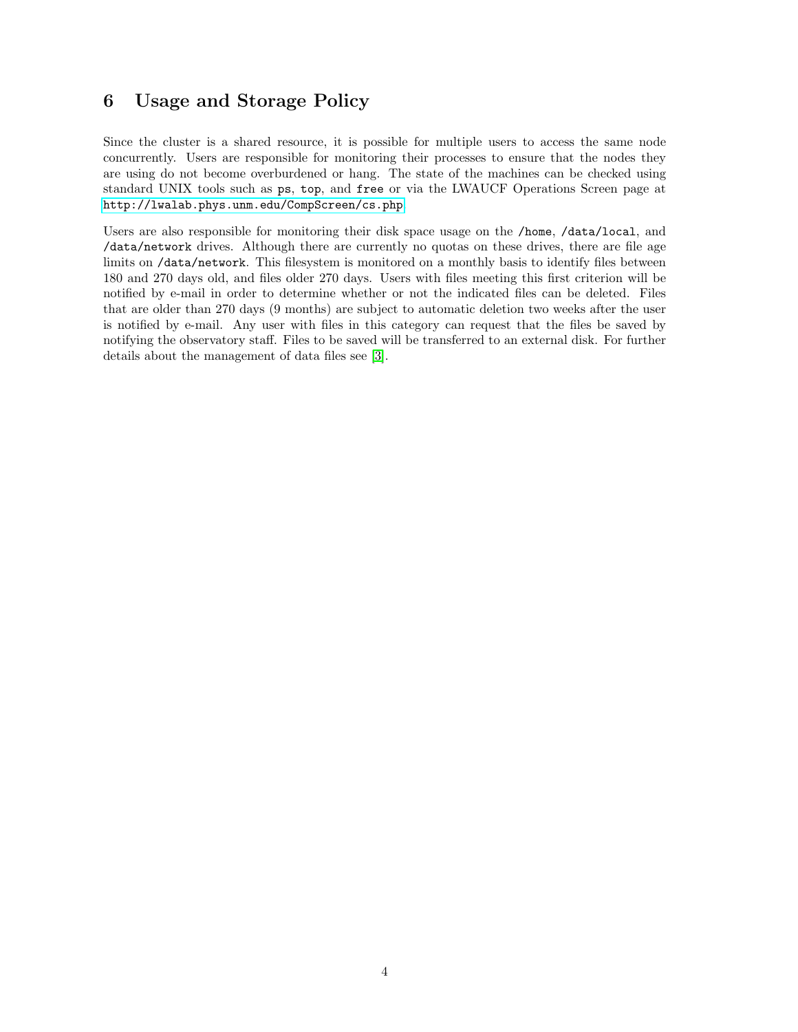## 6 Usage and Storage Policy

Since the cluster is a shared resource, it is possible for multiple users to access the same node concurrently. Users are responsible for monitoring their processes to ensure that the nodes they are using do not become overburdened or hang. The state of the machines can be checked using standard UNIX tools such as `ps`, `top`, and `free` or via the LWAUCF Operations Screen page at http://lwalab.phys.unm.edu/CompScreen/cs.php.

Users are also responsible for monitoring their disk space usage on the `/home`, `/data/local`, and `/data/network` drives. Although there are currently no quotas on these drives, there are file age limits on `/data/network`. This filesystem is monitored on a monthly basis to identify files between 180 and 270 days old, and files older 270 days. Users with files meeting this first criterion will be notified by e-mail in order to determine whether or not the indicated files can be deleted. Files that are older than 270 days (9 months) are subject to automatic deletion two weeks after the user is notified by e-mail. Any user with files in this category can request that the files be saved by notifying the observatory staff. Files to be saved will be transferred to an external disk. For further details about the management of data files see [3].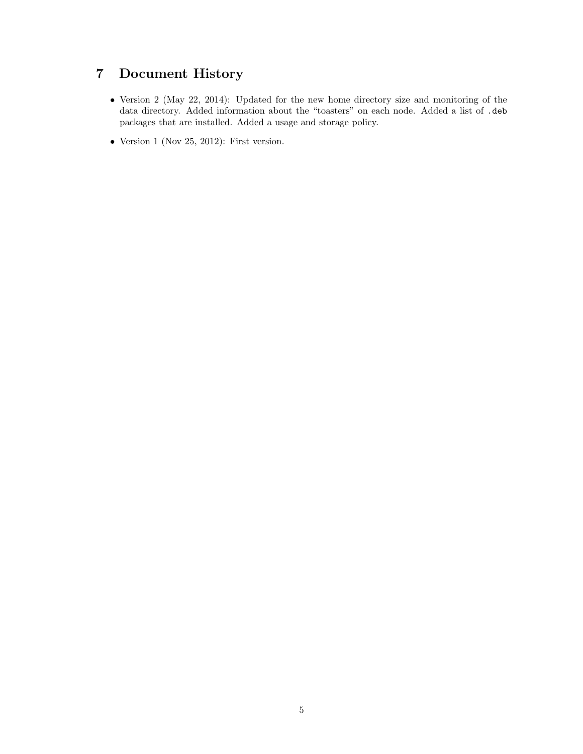## 7 Document History

- Version 2 (May 22, 2014): Updated for the new home directory size and monitoring of the data directory. Added information about the "toasters" on each node. Added a list of `.deb` packages that are installed. Added a usage and storage policy.
- Version 1 (Nov 25, 2012): First version.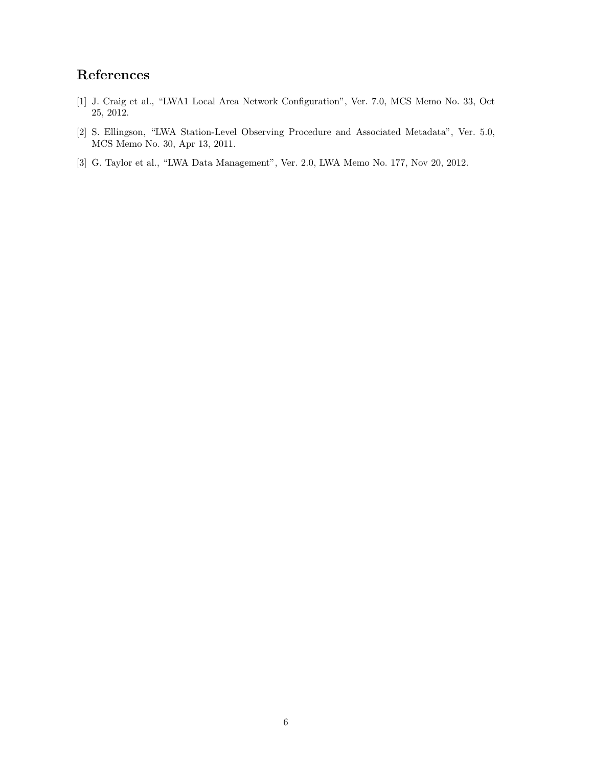## References

[1] J. Craig et al., "LWA1 Local Area Network Configuration", Ver. 7.0, MCS Memo No. 33, Oct 25, 2012.

[2] S. Ellingson, "LWA Station-Level Observing Procedure and Associated Metadata", Ver. 5.0, MCS Memo No. 30, Apr 13, 2011.

[3] G. Taylor et al., "LWA Data Management", Ver. 2.0, LWA Memo No. 177, Nov 20, 2012.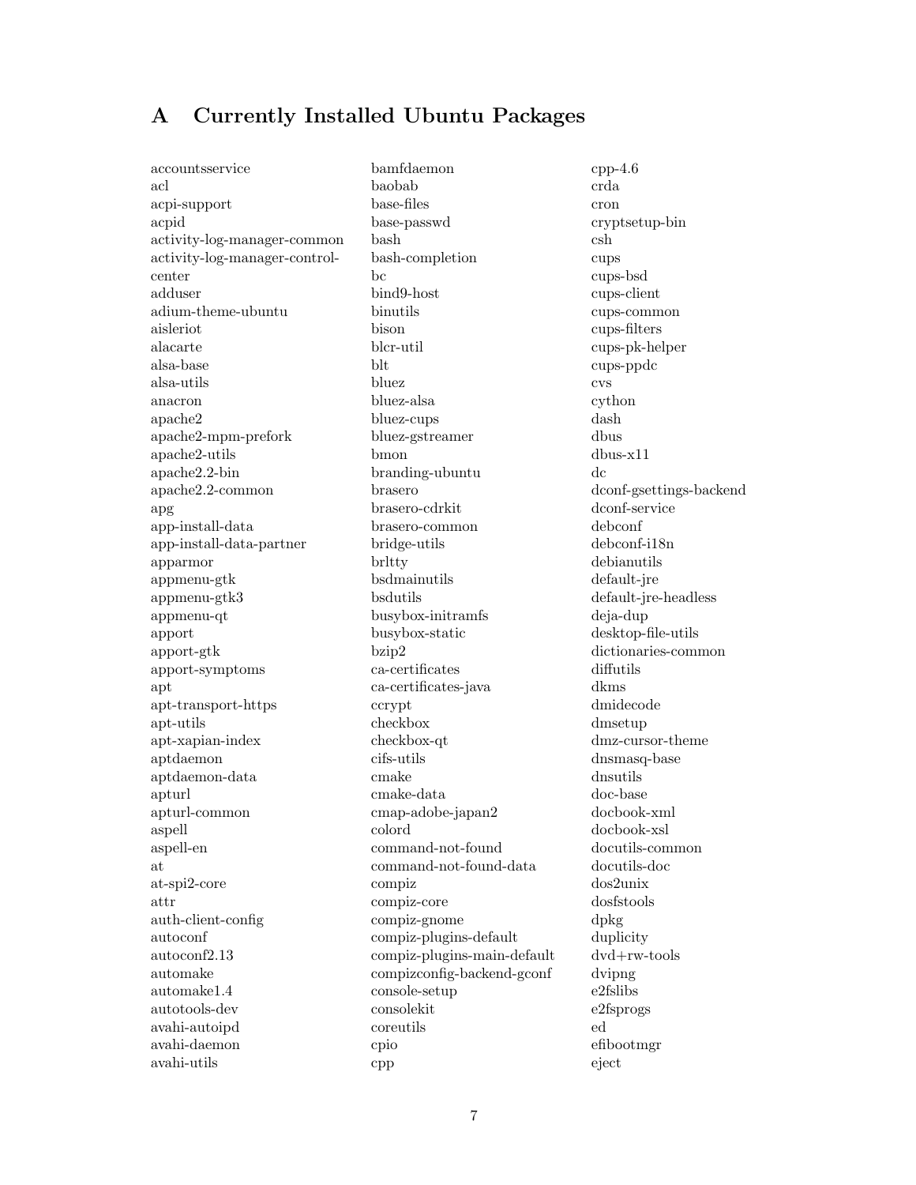# A Currently Installed Ubuntu Packages

accountsservice
acl
acpi-support
acpid
activity-log-manager-common
activity-log-manager-control-center
adduser
adium-theme-ubuntu
aisleriot
alacarte
alsa-base
alsa-utils
anacron
apache2
apache2-mpm-prefork
apache2-utils
apache2.2-bin
apache2.2-common
apg
app-install-data
app-install-data-partner
apparmor
appmenu-gtk
appmenu-gtk3
appmenu-qt
apport
apport-gtk
apport-symptoms
apt
apt-transport-https
apt-utils
apt-xapian-index
aptdaemon
aptdaemon-data
apturl
apturl-common
aspell
aspell-en
at
at-spi2-core
attr
auth-client-config
autoconf
autoconf2.13
automake
automake1.4
autotools-dev
avahi-autoipd
avahi-daemon
avahi-utils
bamfdaemon
baobab
base-files
base-passwd
bash
bash-completion
bc
bind9-host
binutils
bison
blcr-util
blt
bluez
bluez-alsa
bluez-cups
bluez-gstreamer
bmon
branding-ubuntu
brasero
brasero-cdrkit
brasero-common
bridge-utils
brltty
bsdmainutils
bsdutils
busybox-initramfs
busybox-static
bzip2
ca-certificates
ca-certificates-java
ccrypt
checkbox
checkbox-qt
cifs-utils
cmake
cmake-data
cmap-adobe-japan2
colord
command-not-found
command-not-found-data
compiz
compiz-core
compiz-gnome
compiz-plugins-default
compiz-plugins-main-default
compizconfig-backend-gconf
console-setup
consolekit
coreutils
cpio
cpp
cpp-4.6
crda
cron
cryptsetup-bin
csh
cups
cups-bsd
cups-client
cups-common
cups-filters
cups-pk-helper
cups-ppdc
cvs
cython
dash
dbus
dbus-x11
dc
dconf-gsettings-backend
dconf-service
debconf
debconf-i18n
debianutils
default-jre
default-jre-headless
deja-dup
desktop-file-utils
dictionaries-common
diffutils
dkms
dmidecode
dmsetup
dmz-cursor-theme
dnsmasq-base
dnsutils
doc-base
docbook-xml
docbook-xsl
docutils-common
docutils-doc
dos2unix
dosfstools
dpkg
duplicity
dvd+rw-tools
dvipng
e2fslibs
e2fsprogs
ed
efibootmgr
eject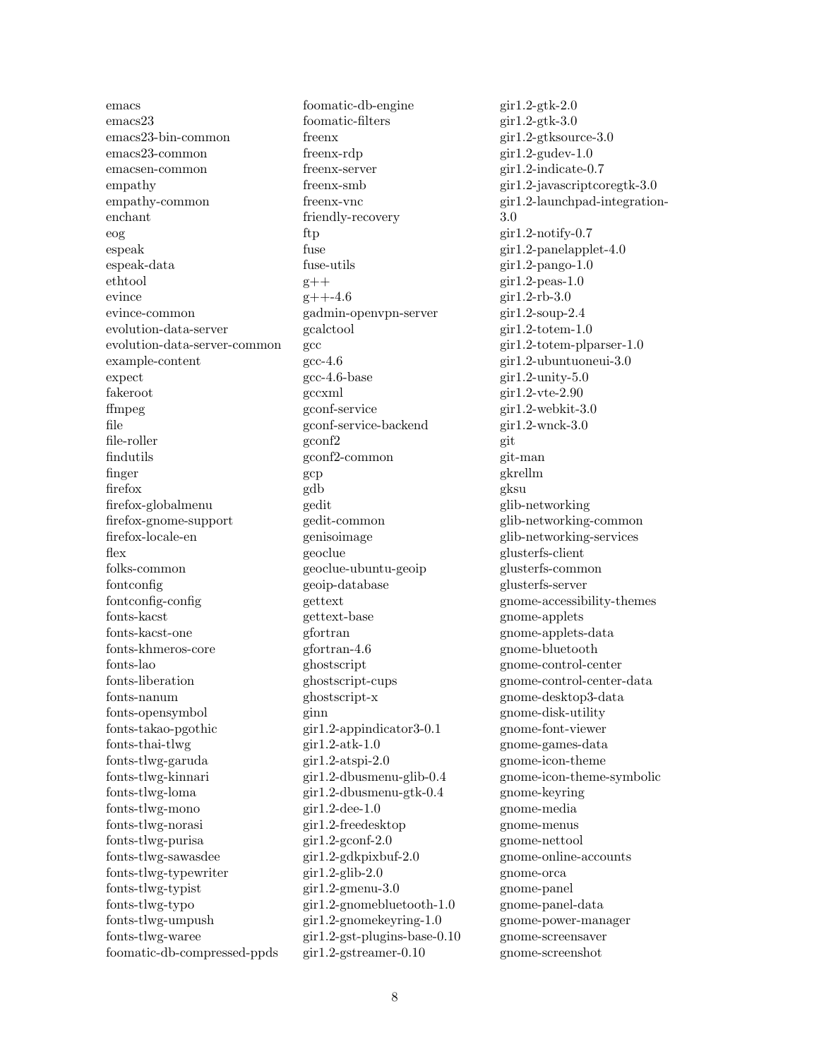emacs
emacs23
emacs23-bin-common
emacs23-common
emacsen-common
empathy
empathy-common
enchant
eog
espeak
espeak-data
ethtool
evince
evince-common
evolution-data-server
evolution-data-server-common
example-content
expect
fakeroot
ffmpeg
file
file-roller
findutils
finger
firefox
firefox-globalmenu
firefox-gnome-support
firefox-locale-en
flex
folks-common
fontconfig
fontconfig-config
fonts-kacst
fonts-kacst-one
fonts-khmeros-core
fonts-lao
fonts-liberation
fonts-nanum
fonts-opensymbol
fonts-takao-pgothic
fonts-thai-tlwg
fonts-tlwg-garuda
fonts-tlwg-kinnari
fonts-tlwg-loma
fonts-tlwg-mono
fonts-tlwg-norasi
fonts-tlwg-purisa
fonts-tlwg-sawasdee
fonts-tlwg-typewriter
fonts-tlwg-typist
fonts-tlwg-typo
fonts-tlwg-umpush
fonts-tlwg-waree
foomatic-db-compressed-ppds
foomatic-db-engine
foomatic-filters
freenx
freenx-rdp
freenx-server
freenx-smb
freenx-vnc
friendly-recovery
ftp
fuse
fuse-utils
g++
g++-4.6
gadmin-openvpn-server
gcalctool
gcc
gcc-4.6
gcc-4.6-base
gccxml
gconf-service
gconf-service-backend
gconf2
gconf2-common
gcp
gdb
gedit
gedit-common
genisoimage
geoclue
geoclue-ubuntu-geoip
geoip-database
gettext
gettext-base
gfortran
gfortran-4.6
ghostscript
ghostscript-cups
ghostscript-x
ginn
gir1.2-appindicator3-0.1
gir1.2-atk-1.0
gir1.2-atspi-2.0
gir1.2-dbusmenu-glib-0.4
gir1.2-dbusmenu-gtk-0.4
gir1.2-dee-1.0
gir1.2-freedesktop
gir1.2-gconf-2.0
gir1.2-gdkpixbuf-2.0
gir1.2-glib-2.0
gir1.2-gmenu-3.0
gir1.2-gnomebluetooth-1.0
gir1.2-gnomekeyring-1.0
gir1.2-gst-plugins-base-0.10
gir1.2-gstreamer-0.10
gir1.2-gtk-2.0
gir1.2-gtk-3.0
gir1.2-gtksource-3.0
gir1.2-gudev-1.0
gir1.2-indicate-0.7
gir1.2-javascriptcoregtk-3.0
gir1.2-launchpad-integration-3.0
gir1.2-notify-0.7
gir1.2-panelapplet-4.0
gir1.2-pango-1.0
gir1.2-peas-1.0
gir1.2-rb-3.0
gir1.2-soup-2.4
gir1.2-totem-1.0
gir1.2-totem-plparser-1.0
gir1.2-ubuntuoneui-3.0
gir1.2-unity-5.0
gir1.2-vte-2.90
gir1.2-webkit-3.0
gir1.2-wnck-3.0
git
git-man
gkrellm
gksu
glib-networking
glib-networking-common
glib-networking-services
glusterfs-client
glusterfs-common
glusterfs-server
gnome-accessibility-themes
gnome-applets
gnome-applets-data
gnome-bluetooth
gnome-control-center
gnome-control-center-data
gnome-desktop3-data
gnome-disk-utility
gnome-font-viewer
gnome-games-data
gnome-icon-theme
gnome-icon-theme-symbolic
gnome-keyring
gnome-media
gnome-menus
gnome-nettool
gnome-online-accounts
gnome-orca
gnome-panel
gnome-panel-data
gnome-power-manager
gnome-screensaver
gnome-screenshot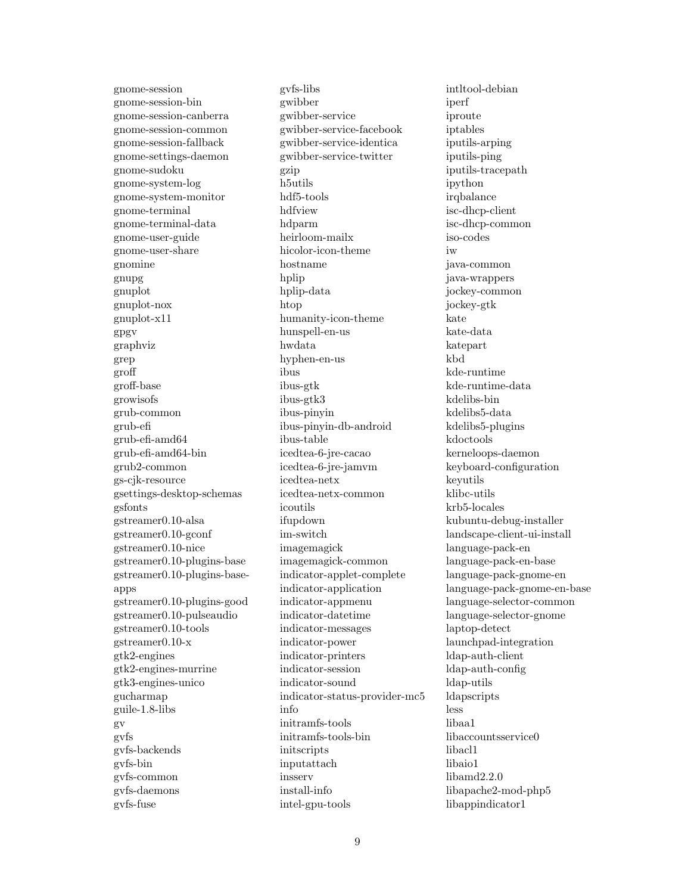gnome-session
gnome-session-bin
gnome-session-canberra
gnome-session-common
gnome-session-fallback
gnome-settings-daemon
gnome-sudoku
gnome-system-log
gnome-system-monitor
gnome-terminal
gnome-terminal-data
gnome-user-guide
gnome-user-share
gnomine
gnupg
gnuplot
gnuplot-nox
gnuplot-x11
gpgv
graphviz
grep
groff
groff-base
growisofs
grub-common
grub-efi
grub-efi-amd64
grub-efi-amd64-bin
grub2-common
gs-cjk-resource
gsettings-desktop-schemas
gsfonts
gstreamer0.10-alsa
gstreamer0.10-gconf
gstreamer0.10-nice
gstreamer0.10-plugins-base
gstreamer0.10-plugins-base-apps
gstreamer0.10-plugins-good
gstreamer0.10-pulseaudio
gstreamer0.10-tools
gstreamer0.10-x
gtk2-engines
gtk2-engines-murrine
gtk3-engines-unico
gucharmap
guile-1.8-libs
gv
gvfs
gvfs-backends
gvfs-bin
gvfs-common
gvfs-daemons
gvfs-fuse
gvfs-libs
gwibber
gwibber-service
gwibber-service-facebook
gwibber-service-identica
gwibber-service-twitter
gzip
h5utils
hdf5-tools
hdfview
hdparm
heirloom-mailx
hicolor-icon-theme
hostname
hplip
hplip-data
htop
humanity-icon-theme
hunspell-en-us
hwdata
hyphen-en-us
ibus
ibus-gtk
ibus-gtk3
ibus-pinyin
ibus-pinyin-db-android
ibus-table
icedtea-6-jre-cacao
icedtea-6-jre-jamvm
icedtea-netx
icedtea-netx-common
icoutils
ifupdown
im-switch
imagemagick
imagemagick-common
indicator-applet-complete
indicator-application
indicator-appmenu
indicator-datetime
indicator-messages
indicator-power
indicator-printers
indicator-session
indicator-sound
indicator-status-provider-mc5
info
initramfs-tools
initramfs-tools-bin
initscripts
inputattach
insserv
install-info
intel-gpu-tools
intltool-debian
iperf
iproute
iptables
iputils-arping
iputils-ping
iputils-tracepath
ipython
irqbalance
isc-dhcp-client
isc-dhcp-common
iso-codes
iw
java-common
java-wrappers
jockey-common
jockey-gtk
kate
kate-data
katepart
kbd
kde-runtime
kde-runtime-data
kdelibs-bin
kdelibs5-data
kdelibs5-plugins
kdoctools
kerneloops-daemon
keyboard-configuration
keyutils
klibc-utils
krb5-locales
kubuntu-debug-installer
landscape-client-ui-install
language-pack-en
language-pack-en-base
language-pack-gnome-en
language-pack-gnome-en-base
language-selector-common
language-selector-gnome
laptop-detect
launchpad-integration
ldap-auth-client
ldap-auth-config
ldap-utils
ldapscripts
less
libaa1
libaccountsservice0
libacl1
libaio1
libamd2.2.0
libapache2-mod-php5
libappindicator1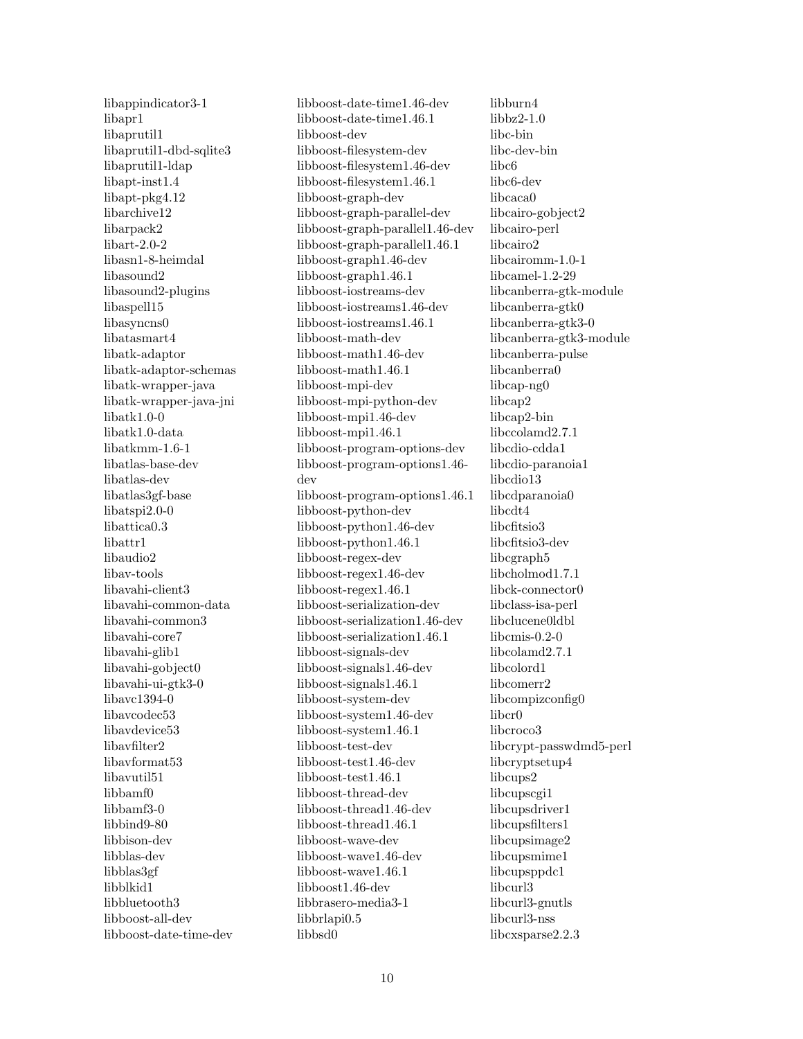libappindicator3-1
libapr1
libaprutil1
libaprutil1-dbd-sqlite3
libaprutil1-ldap
libapt-inst1.4
libapt-pkg4.12
libarchive12
libarpack2
libart-2.0-2
libasn1-8-heimdal
libasound2
libasound2-plugins
libaspell15
libasyncns0
libatasmart4
libatk-adaptor
libatk-adaptor-schemas
libatk-wrapper-java
libatk-wrapper-java-jni
libatk1.0-0
libatk1.0-data
libatkmm-1.6-1
libatlas-base-dev
libatlas-dev
libatlas3gf-base
libatspi2.0-0
libattica0.3
libattr1
libaudio2
libav-tools
libavahi-client3
libavahi-common-data
libavahi-common3
libavahi-core7
libavahi-glib1
libavahi-gobject0
libavahi-ui-gtk3-0
libavc1394-0
libavcodec53
libavdevice53
libavfilter2
libavformat53
libavutil51
libbamf0
libbamf3-0
libbind9-80
libbison-dev
libblas-dev
libblas3gf
libblkid1
libbluetooth3
libboost-all-dev
libboost-date-time-dev
libboost-date-time1.46-dev
libboost-date-time1.46.1
libboost-dev
libboost-filesystem-dev
libboost-filesystem1.46-dev
libboost-filesystem1.46.1
libboost-graph-dev
libboost-graph-parallel-dev
libboost-graph-parallel1.46-dev
libboost-graph-parallel1.46.1
libboost-graph1.46-dev
libboost-graph1.46.1
libboost-iostreams-dev
libboost-iostreams1.46-dev
libboost-iostreams1.46.1
libboost-math-dev
libboost-math1.46-dev
libboost-math1.46.1
libboost-mpi-dev
libboost-mpi-python-dev
libboost-mpi1.46-dev
libboost-mpi1.46.1
libboost-program-options-dev
libboost-program-options1.46-dev
libboost-program-options1.46.1
libboost-python-dev
libboost-python1.46-dev
libboost-python1.46.1
libboost-regex-dev
libboost-regex1.46-dev
libboost-regex1.46.1
libboost-serialization-dev
libboost-serialization1.46-dev
libboost-serialization1.46.1
libboost-signals-dev
libboost-signals1.46-dev
libboost-signals1.46.1
libboost-system-dev
libboost-system1.46-dev
libboost-system1.46.1
libboost-test-dev
libboost-test1.46-dev
libboost-test1.46.1
libboost-thread-dev
libboost-thread1.46-dev
libboost-thread1.46.1
libboost-wave-dev
libboost-wave1.46-dev
libboost-wave1.46.1
libboost1.46-dev
libbrasero-media3-1
libbrlapi0.5
libbsd0
libburn4
libbz2-1.0
libc-bin
libc-dev-bin
libc6
libc6-dev
libcaca0
libcairo-gobject2
libcairo-perl
libcairo2
libcairomm-1.0-1
libcamel-1.2-29
libcanberra-gtk-module
libcanberra-gtk0
libcanberra-gtk3-0
libcanberra-gtk3-module
libcanberra-pulse
libcanberra0
libcap-ng0
libcap2
libcap2-bin
libccolamd2.7.1
libcdio-cdda1
libcdio-paranoia1
libcdio13
libcdparanoia0
libcdt4
libcfitsio3
libcfitsio3-dev
libcgraph5
libcholmod1.7.1
libck-connector0
libclass-isa-perl
libclucene0ldbl
libcmis-0.2-0
libcolamd2.7.1
libcolord1
libcomerr2
libcompizconfig0
libcr0
libcroco3
libcrypt-passwdmd5-perl
libcryptsetup4
libcups2
libcupscgi1
libcupsdriver1
libcupsfilters1
libcupsimage2
libcupsmime1
libcupsppdc1
libcurl3
libcurl3-gnutls
libcurl3-nss
libcxsparse2.2.3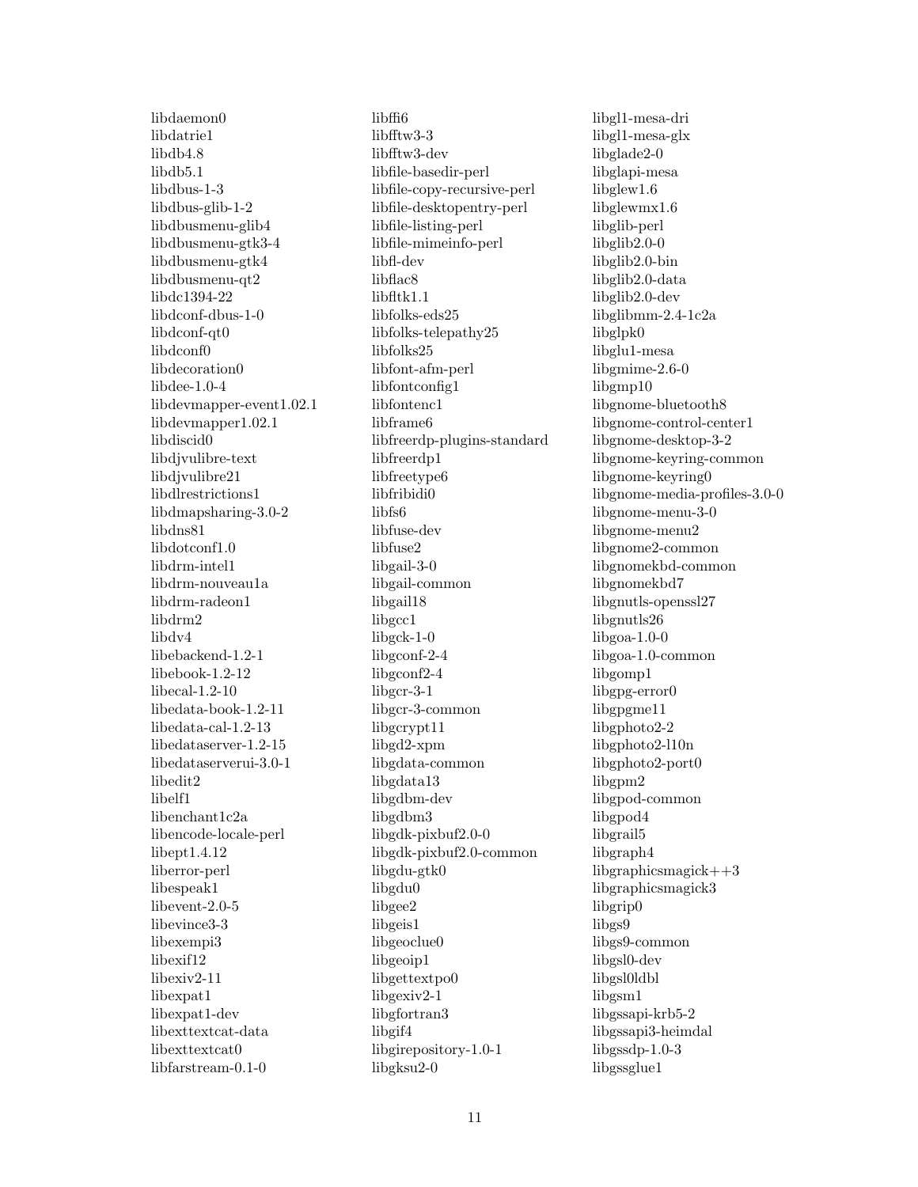libdaemon0
libdatrie1
libdb4.8
libdb5.1
libdbus-1-3
libdbus-glib-1-2
libdbusmenu-glib4
libdbusmenu-gtk3-4
libdbusmenu-gtk4
libdbusmenu-qt2
libdc1394-22
libdconf-dbus-1-0
libdconf-qt0
libdconf0
libdecoration0
libdee-1.0-4
libdevmapper-event1.02.1
libdevmapper1.02.1
libdiscid0
libdjvulibre-text
libdjvulibre21
libdlrestrictions1
libdmapsharing-3.0-2
libdns81
libdotconf1.0
libdrm-intel1
libdrm-nouveau1a
libdrm-radeon1
libdrm2
libdv4
libebackend-1.2-1
libebook-1.2-12
libecal-1.2-10
libedata-book-1.2-11
libedata-cal-1.2-13
libedataserver-1.2-15
libedataserverui-3.0-1
libedit2
libelf1
libenchant1c2a
libencode-locale-perl
libept1.4.12
liberror-perl
libespeak1
libevent-2.0-5
libevince3-3
libexempi3
libexif12
libexiv2-11
libexpat1
libexpat1-dev
libexttextcat-data
libexttextcat0
libfarstream-0.1-0
libffi6
libfftw3-3
libfftw3-dev
libfile-basedir-perl
libfile-copy-recursive-perl
libfile-desktopentry-perl
libfile-listing-perl
libfile-mimeinfo-perl
libfl-dev
libflac8
libfltk1.1
libfolks-eds25
libfolks-telepathy25
libfolks25
libfont-afm-perl
libfontconfig1
libfontenc1
libframe6
libfreerdp-plugins-standard
libfreerdp1
libfreetype6
libfribidi0
libfs6
libfuse-dev
libfuse2
libgail-3-0
libgail-common
libgail18
libgcc1
libgck-1-0
libgconf-2-4
libgconf2-4
libgcr-3-1
libgcr-3-common
libgcrypt11
libgd2-xpm
libgdata-common
libgdata13
libgdbm-dev
libgdbm3
libgdk-pixbuf2.0-0
libgdk-pixbuf2.0-common
libgdu-gtk0
libgdu0
libgee2
libgeis1
libgeoclue0
libgeoip1
libgettextpo0
libgexiv2-1
libgfortran3
libgif4
libgirepository-1.0-1
libgksu2-0
libgl1-mesa-dri
libgl1-mesa-glx
libglade2-0
libglapi-mesa
libglew1.6
libglewmx1.6
libglib-perl
libglib2.0-0
libglib2.0-bin
libglib2.0-data
libglib2.0-dev
libglibmm-2.4-1c2a
libglpk0
libglu1-mesa
libgmime-2.6-0
libgmp10
libgnome-bluetooth8
libgnome-control-center1
libgnome-desktop-3-2
libgnome-keyring-common
libgnome-keyring0
libgnome-media-profiles-3.0-0
libgnome-menu-3-0
libgnome-menu2
libgnome2-common
libgnomekbd-common
libgnomekbd7
libgnutls-openssl27
libgnutls26
libgoa-1.0-0
libgoa-1.0-common
libgomp1
libgpg-error0
libgpgme11
libgphoto2-2
libgphoto2-l10n
libgphoto2-port0
libgpm2
libgpod-common
libgpod4
libgrail5
libgraph4
libgraphicsmagick++3
libgraphicsmagick3
libgrip0
libgs9
libgs9-common
libgsl0-dev
libgsl0ldbl
libgsm1
libgssapi-krb5-2
libgssapi3-heimdal
libgssdp-1.0-3
libgssglue1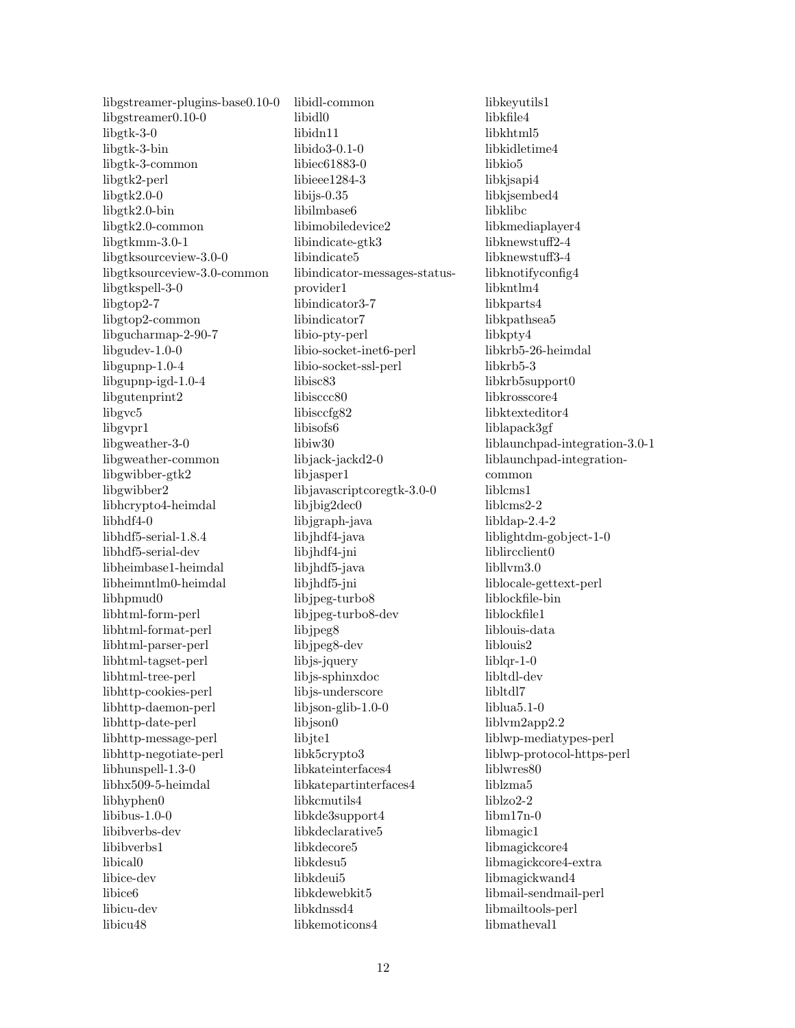libgstreamer-plugins-base0.10-0
libgstreamer0.10-0
libgtk-3-0
libgtk-3-bin
libgtk-3-common
libgtk2-perl
libgtk2.0-0
libgtk2.0-bin
libgtk2.0-common
libgtkmm-3.0-1
libgtksourceview-3.0-0
libgtksourceview-3.0-common
libgtkspell-3-0
libgtop2-7
libgtop2-common
libgucharmap-2-90-7
libgudev-1.0-0
libgupnp-1.0-4
libgupnp-igd-1.0-4
libgutenprint2
libgvc5
libgvpr1
libgweather-3-0
libgweather-common
libgwibber-gtk2
libgwibber2
libhcrypto4-heimdal
libhdf4-0
libhdf5-serial-1.8.4
libhdf5-serial-dev
libheimbase1-heimdal
libheimntlm0-heimdal
libhpmud0
libhtml-form-perl
libhtml-format-perl
libhtml-parser-perl
libhtml-tagset-perl
libhtml-tree-perl
libhttp-cookies-perl
libhttp-daemon-perl
libhttp-date-perl
libhttp-message-perl
libhttp-negotiate-perl
libhunspell-1.3-0
libhx509-5-heimdal
libhyphen0
libibus-1.0-0
libibverbs-dev
libibverbs1
libical0
libice-dev
libice6
libicu-dev
libicu48
libidl-common
libidl0
libidn11
libido3-0.1-0
libiec61883-0
libieee1284-3
libijs-0.35
libilmbase6
libimobiledevice2
libindicate-gtk3
libindicate5
libindicator-messages-status-provider1
libindicator3-7
libindicator7
libio-pty-perl
libio-socket-inet6-perl
libio-socket-ssl-perl
libisc83
libisccc80
libisccfg82
libisofs6
libiw30
libjack-jackd2-0
libjasper1
libjavascriptcoregtk-3.0-0
libjbig2dec0
libjgraph-java
libjhdf4-java
libjhdf4-jni
libjhdf5-java
libjhdf5-jni
libjpeg-turbo8
libjpeg-turbo8-dev
libjpeg8
libjpeg8-dev
libjs-jquery
libjs-sphinxdoc
libjs-underscore
libjson-glib-1.0-0
libjson0
libjte1
libk5crypto3
libkateinterfaces4
libkatepartinterfaces4
libkcmutils4
libkde3support4
libkdeclarative5
libkdecore5
libkdesu5
libkdeui5
libkdewebkit5
libkdnssd4
libkemoticons4
libkeyutils1
libkfile4
libkhtml5
libkidletime4
libkio5
libkjsapi4
libkjsembed4
libklibc
libkmediaplayer4
libknewstuff2-4
libknewstuff3-4
libknotifyconfig4
libkntlm4
libkparts4
libkpathsea5
libkpty4
libkrb5-26-heimdal
libkrb5-3
libkrb5support0
libkrosscore4
libktexteditor4
liblapack3gf
liblaunchpad-integration-3.0-1
liblaunchpad-integration-common
liblcms1
liblcms2-2
libldap-2.4-2
liblightdm-gobject-1-0
liblircclient0
libllvm3.0
liblocale-gettext-perl
liblockfile-bin
liblockfile1
liblouis-data
liblouis2
liblqr-1-0
libltdl-dev
libltdl7
liblua5.1-0
liblvm2app2.2
liblwp-mediatypes-perl
liblwp-protocol-https-perl
liblwres80
liblzma5
liblzo2-2
libm17n-0
libmagic1
libmagickcore4
libmagickcore4-extra
libmagickwand4
libmail-sendmail-perl
libmailtools-perl
libmatheval1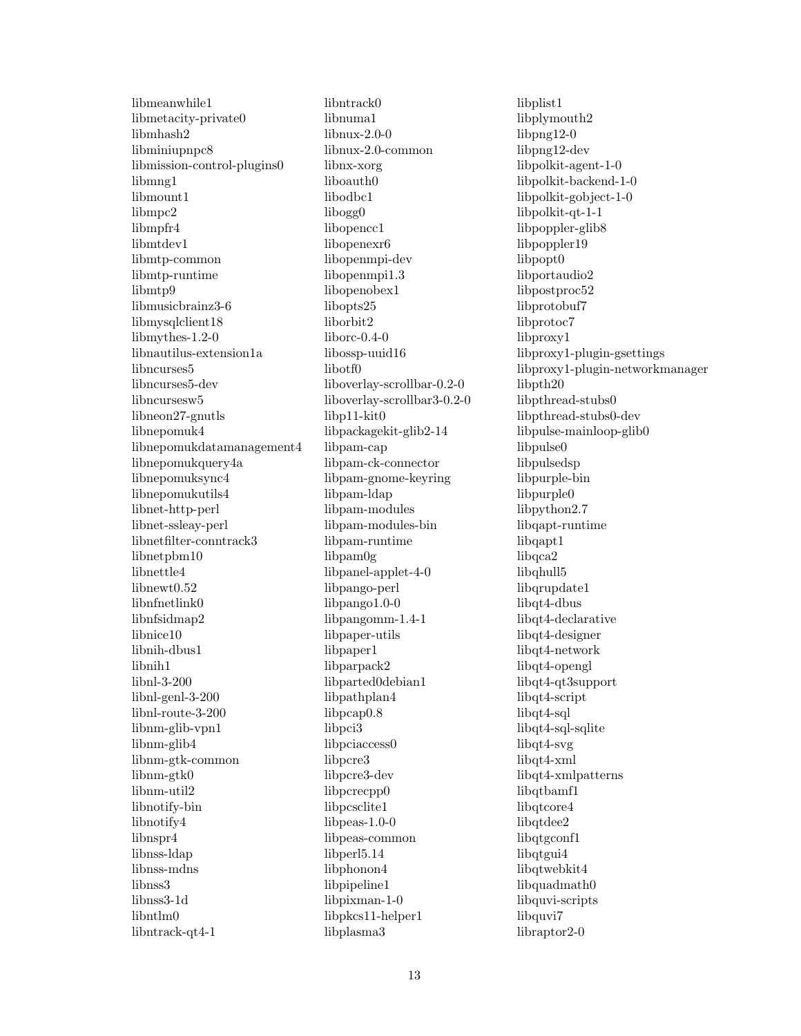libmeanwhile1
libmetacity-private0
libmhash2
libminiupnpc8
libmission-control-plugins0
libmng1
libmount1
libmpc2
libmpfr4
libmtdev1
libmtp-common
libmtp-runtime
libmtp9
libmusicbrainz3-6
libmysqlclient18
libmythes-1.2-0
libnautilus-extension1a
libncurses5
libncurses5-dev
libncursesw5
libneon27-gnutls
libnepomuk4
libnepomukdatamanagement4
libnepomukquery4a
libnepomuksync4
libnepomukutils4
libnet-http-perl
libnet-ssleay-perl
libnetfilter-conntrack3
libnetpbm10
libnettle4
libnewt0.52
libnfnetlink0
libnfsidmap2
libnice10
libnih-dbus1
libnih1
libnl-3-200
libnl-genl-3-200
libnl-route-3-200
libnm-glib-vpn1
libnm-glib4
libnm-gtk-common
libnm-gtk0
libnm-util2
libnotify-bin
libnotify4
libnspr4
libnss-ldap
libnss-mdns
libnss3
libnss3-1d
libntlm0
libntrack-qt4-1
libntrack0
libnuma1
libnux-2.0-0
libnux-2.0-common
libnx-xorg
liboauth0
libodbc1
libogg0
libopencc1
libopenexr6
libopenmpi-dev
libopenmpi1.3
libopenobex1
libopts25
liborbit2
liborc-0.4-0
libossp-uuid16
libotf0
liboverlay-scrollbar-0.2-0
liboverlay-scrollbar3-0.2-0
libp11-kit0
libpackagekit-glib2-14
libpam-cap
libpam-ck-connector
libpam-gnome-keyring
libpam-ldap
libpam-modules
libpam-modules-bin
libpam-runtime
libpam0g
libpanel-applet-4-0
libpango-perl
libpango1.0-0
libpangomm-1.4-1
libpaper-utils
libpaper1
libparpack2
libparted0debian1
libpathplan4
libpcap0.8
libpci3
libpciaccess0
libpcre3
libpcre3-dev
libpcrecpp0
libpcsclite1
libpeas-1.0-0
libpeas-common
libperl5.14
libphonon4
libpipeline1
libpixman-1-0
libpkcs11-helper1
libplasma3
libplist1
libplymouth2
libpng12-0
libpng12-dev
libpolkit-agent-1-0
libpolkit-backend-1-0
libpolkit-gobject-1-0
libpolkit-qt-1-1
libpoppler-glib8
libpoppler19
libpopt0
libportaudio2
libpostproc52
libprotobuf7
libprotoc7
libproxy1
libproxy1-plugin-gsettings
libproxy1-plugin-networkmanager
libpth20
libpthread-stubs0
libpthread-stubs0-dev
libpulse-mainloop-glib0
libpulse0
libpulsedsp
libpurple-bin
libpurple0
libpython2.7
libqapt-runtime
libqapt1
libqca2
libqhull5
libqrupdate1
libqt4-dbus
libqt4-declarative
libqt4-designer
libqt4-network
libqt4-opengl
libqt4-qt3support
libqt4-script
libqt4-sql
libqt4-sql-sqlite
libqt4-svg
libqt4-xml
libqt4-xmlpatterns
libqtbamf1
libqtcore4
libqtdee2
libqtgconf1
libqtgui4
libqtwebkit4
libquadmath0
libquvi-scripts
libquvi7
libraptor2-0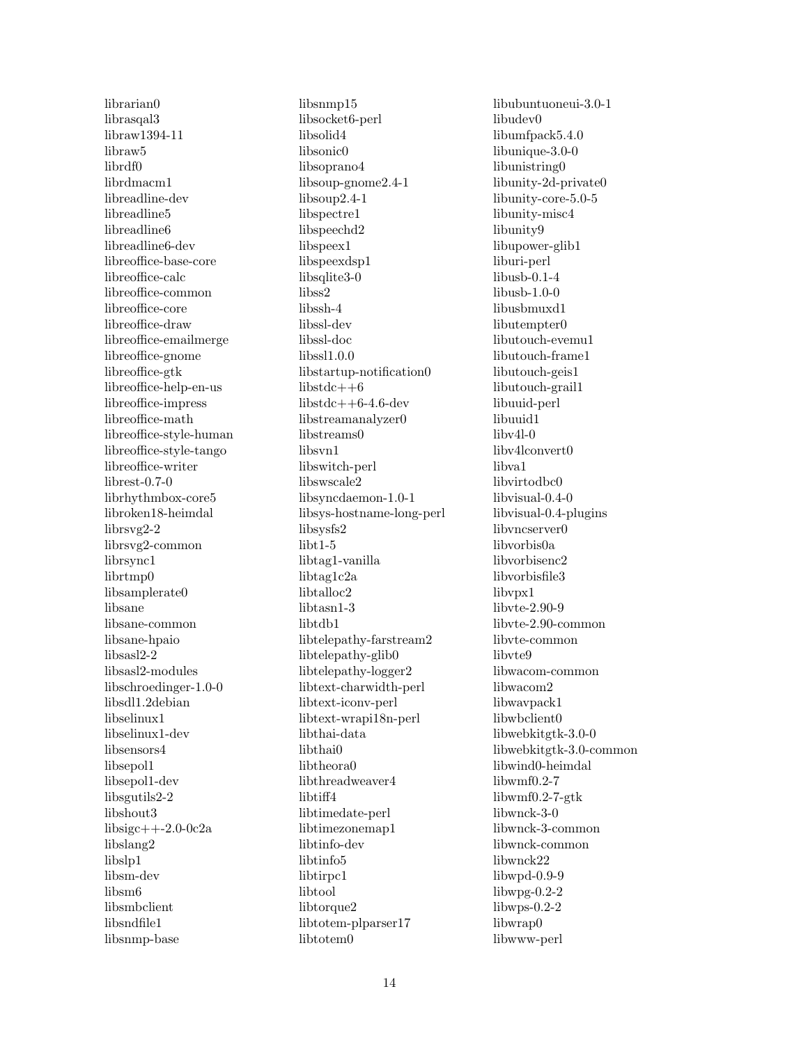librarian0
librasqal3
libraw1394-11
libraw5
librdf0
librdmacm1
libreadline-dev
libreadline5
libreadline6
libreadline6-dev
libreoffice-base-core
libreoffice-calc
libreoffice-common
libreoffice-core
libreoffice-draw
libreoffice-emailmerge
libreoffice-gnome
libreoffice-gtk
libreoffice-help-en-us
libreoffice-impress
libreoffice-math
libreoffice-style-human
libreoffice-style-tango
libreoffice-writer
librest-0.7-0
librhythmbox-core5
libroken18-heimdal
librsvg2-2
librsvg2-common
librsync1
librtmp0
libsamplerate0
libsane
libsane-common
libsane-hpaio
libsasl2-2
libsasl2-modules
libschroedinger-1.0-0
libsdl1.2debian
libselinux1
libselinux1-dev
libsensors4
libsepol1
libsepol1-dev
libsgutils2-2
libshout3
libsigc++-2.0-0c2a
libslang2
libslp1
libsm-dev
libsm6
libsmbclient
libsndfile1
libsnmp-base
libsnmp15
libsocket6-perl
libsolid4
libsonic0
libsoprano4
libsoup-gnome2.4-1
libsoup2.4-1
libspectre1
libspeechd2
libspeex1
libspeexdsp1
libsqlite3-0
libss2
libssh-4
libssl-dev
libssl-doc
libssl1.0.0
libstartup-notification0
libstdc++6
libstdc++6-4.6-dev
libstreamanalyzer0
libstreams0
libsvn1
libswitch-perl
libswscale2
libsyncdaemon-1.0-1
libsys-hostname-long-perl
libsysfs2
libt1-5
libtag1-vanilla
libtag1c2a
libtalloc2
libtasn1-3
libtdb1
libtelepathy-farstream2
libtelepathy-glib0
libtelepathy-logger2
libtext-charwidth-perl
libtext-iconv-perl
libtext-wrapi18n-perl
libthai-data
libthai0
libtheora0
libthreadweaver4
libtiff4
libtimedate-perl
libtimezonemap1
libtinfo-dev
libtinfo5
libtirpc1
libtool
libtorque2
libtotem-plparser17
libtotem0
libubuntuoneui-3.0-1
libudev0
libumfpack5.4.0
libunique-3.0-0
libunistring0
libunity-2d-private0
libunity-core-5.0-5
libunity-misc4
libunity9
libupower-glib1
liburi-perl
libusb-0.1-4
libusb-1.0-0
libusbmuxd1
libutempter0
libutouch-evemu1
libutouch-frame1
libutouch-geis1
libutouch-grail1
libuuid-perl
libuuid1
libv4l-0
libv4lconvert0
libva1
libvirtodbc0
libvisual-0.4-0
libvisual-0.4-plugins
libvncserver0
libvorbis0a
libvorbisenc2
libvorbisfile3
libvpx1
libvte-2.90-9
libvte-2.90-common
libvte-common
libvte9
libwacom-common
libwacom2
libwavpack1
libwbclient0
libwebkitgtk-3.0-0
libwebkitgtk-3.0-common
libwind0-heimdal
libwmf0.2-7
libwmf0.2-7-gtk
libwnck-3-0
libwnck-3-common
libwnck-common
libwnck22
libwpd-0.9-9
libwpg-0.2-2
libwps-0.2-2
libwrap0
libwww-perl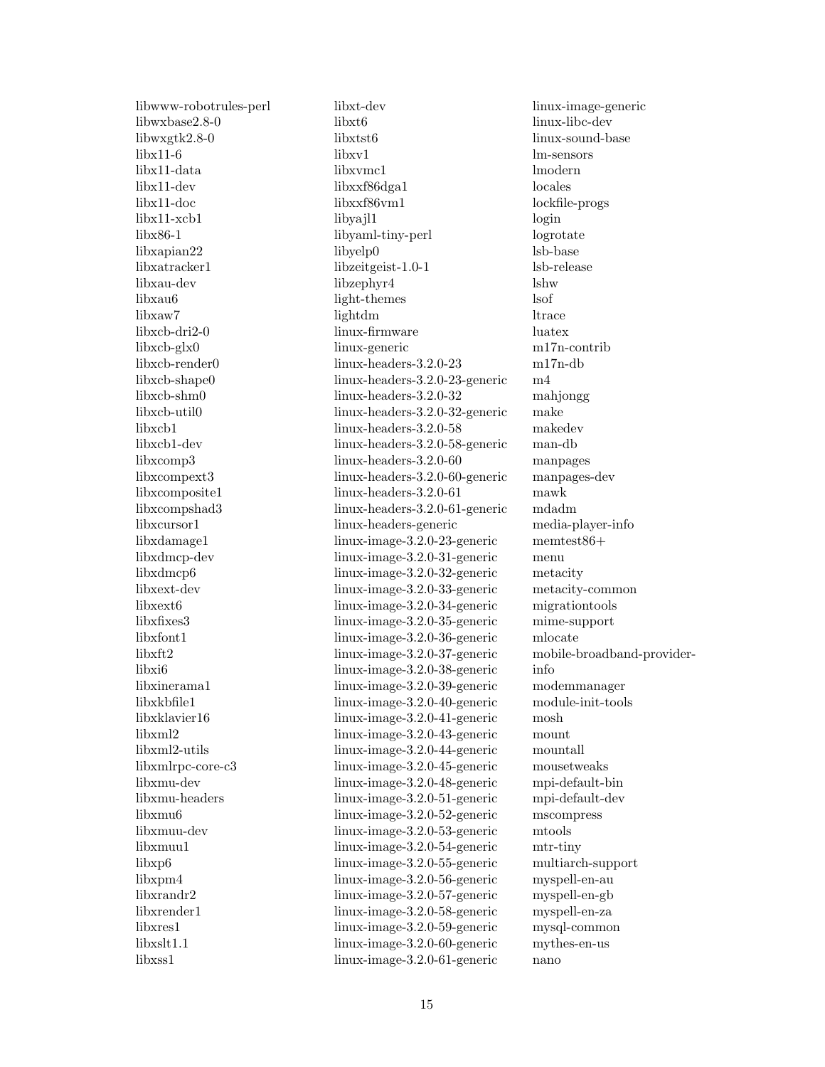libwww-robotrules-perl
libwxbase2.8-0
libwxgtk2.8-0
libx11-6
libx11-data
libx11-dev
libx11-doc
libx11-xcb1
libx86-1
libxapian22
libxatracker1
libxau-dev
libxau6
libxaw7
libxcb-dri2-0
libxcb-glx0
libxcb-render0
libxcb-shape0
libxcb-shm0
libxcb-util0
libxcb1
libxcb1-dev
libxcomp3
libxcompext3
libxcomposite1
libxcompshad3
libxcursor1
libxdamage1
libxdmcp-dev
libxdmcp6
libxext-dev
libxext6
libxfixes3
libxfont1
libxft2
libxi6
libxinerama1
libxkbfile1
libxklavier16
libxml2
libxml2-utils
libxmlrpc-core-c3
libxmu-dev
libxmu-headers
libxmu6
libxmuu-dev
libxmuu1
libxp6
libxpm4
libxrandr2
libxrender1
libxres1
libxslt1.1
libxss1
libxt-dev
libxt6
libxtst6
libxv1
libxvmc1
libxxf86dga1
libxxf86vm1
libyajl1
libyaml-tiny-perl
libyelp0
libzeitgeist-1.0-1
libzephyr4
light-themes
lightdm
linux-firmware
linux-generic
linux-headers-3.2.0-23
linux-headers-3.2.0-23-generic
linux-headers-3.2.0-32
linux-headers-3.2.0-32-generic
linux-headers-3.2.0-58
linux-headers-3.2.0-58-generic
linux-headers-3.2.0-60
linux-headers-3.2.0-60-generic
linux-headers-3.2.0-61
linux-headers-3.2.0-61-generic
linux-headers-generic
linux-image-3.2.0-23-generic
linux-image-3.2.0-31-generic
linux-image-3.2.0-32-generic
linux-image-3.2.0-33-generic
linux-image-3.2.0-34-generic
linux-image-3.2.0-35-generic
linux-image-3.2.0-36-generic
linux-image-3.2.0-37-generic
linux-image-3.2.0-38-generic
linux-image-3.2.0-39-generic
linux-image-3.2.0-40-generic
linux-image-3.2.0-41-generic
linux-image-3.2.0-43-generic
linux-image-3.2.0-44-generic
linux-image-3.2.0-45-generic
linux-image-3.2.0-48-generic
linux-image-3.2.0-51-generic
linux-image-3.2.0-52-generic
linux-image-3.2.0-53-generic
linux-image-3.2.0-54-generic
linux-image-3.2.0-55-generic
linux-image-3.2.0-56-generic
linux-image-3.2.0-57-generic
linux-image-3.2.0-58-generic
linux-image-3.2.0-59-generic
linux-image-3.2.0-60-generic
linux-image-3.2.0-61-generic
linux-image-generic
linux-libc-dev
linux-sound-base
lm-sensors
lmodern
locales
lockfile-progs
login
logrotate
lsb-base
lsb-release
lshw
lsof
ltrace
luatex
m17n-contrib
m17n-db
m4
mahjongg
make
makedev
man-db
manpages
manpages-dev
mawk
mdadm
media-player-info
memtest86+
menu
metacity
metacity-common
migrationtools
mime-support
mlocate
mobile-broadband-provider-info
modemmanager
module-init-tools
mosh
mount
mountall
mousetweaks
mpi-default-bin
mpi-default-dev
mscompress
mtools
mtr-tiny
multiarch-support
myspell-en-au
myspell-en-gb
myspell-en-za
mysql-common
mythes-en-us
nano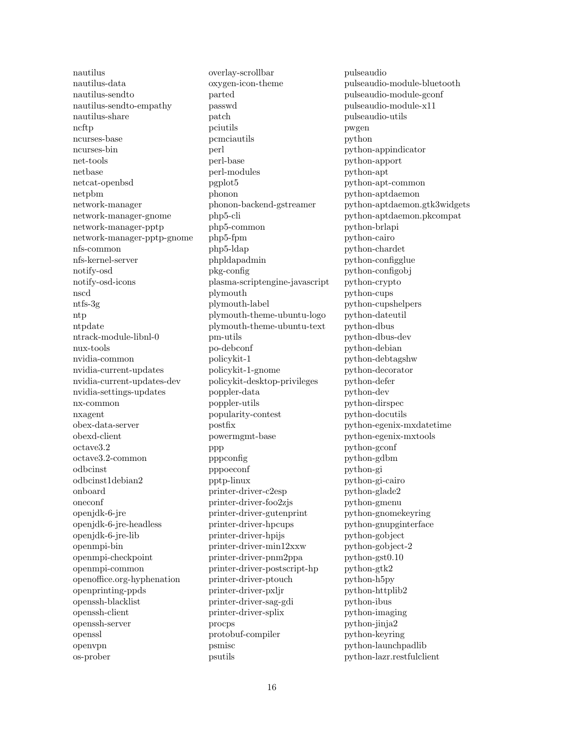nautilus
nautilus-data
nautilus-sendto
nautilus-sendto-empathy
nautilus-share
ncftp
ncurses-base
ncurses-bin
net-tools
netbase
netcat-openbsd
netpbm
network-manager
network-manager-gnome
network-manager-pptp
network-manager-pptp-gnome
nfs-common
nfs-kernel-server
notify-osd
notify-osd-icons
nscd
ntfs-3g
ntp
ntpdate
ntrack-module-libnl-0
nux-tools
nvidia-common
nvidia-current-updates
nvidia-current-updates-dev
nvidia-settings-updates
nx-common
nxagent
obex-data-server
obexd-client
octave3.2
octave3.2-common
odbcinst
odbcinst1debian2
onboard
oneconf
openjdk-6-jre
openjdk-6-jre-headless
openjdk-6-jre-lib
openmpi-bin
openmpi-checkpoint
openmpi-common
openoffice.org-hyphenation
openprinting-ppds
openssh-blacklist
openssh-client
openssh-server
openssl
openvpn
os-prober
overlay-scrollbar
oxygen-icon-theme
parted
passwd
patch
pciutils
pcmciautils
perl
perl-base
perl-modules
pgplot5
phonon
phonon-backend-gstreamer
php5-cli
php5-common
php5-fpm
php5-ldap
phpldapadmin
pkg-config
plasma-scriptengine-javascript
plymouth
plymouth-label
plymouth-theme-ubuntu-logo
plymouth-theme-ubuntu-text
pm-utils
po-debconf
policykit-1
policykit-1-gnome
policykit-desktop-privileges
poppler-data
poppler-utils
popularity-contest
postfix
powermgmt-base
ppp
pppconfig
pppoeconf
pptp-linux
printer-driver-c2esp
printer-driver-foo2zjs
printer-driver-gutenprint
printer-driver-hpcups
printer-driver-hpijs
printer-driver-min12xxw
printer-driver-pnm2ppa
printer-driver-postscript-hp
printer-driver-ptouch
printer-driver-pxljr
printer-driver-sag-gdi
printer-driver-splix
procps
protobuf-compiler
psmisc
psutils
pulseaudio
pulseaudio-module-bluetooth
pulseaudio-module-gconf
pulseaudio-module-x11
pulseaudio-utils
pwgen
python
python-appindicator
python-apport
python-apt
python-apt-common
python-aptdaemon
python-aptdaemon.gtk3widgets
python-aptdaemon.pkcompat
python-brlapi
python-cairo
python-chardet
python-configglue
python-configobj
python-crypto
python-cups
python-cupshelpers
python-dateutil
python-dbus
python-dbus-dev
python-debian
python-debtagshw
python-decorator
python-defer
python-dev
python-dirspec
python-docutils
python-egenix-mxdatetime
python-egenix-mxtools
python-gconf
python-gdbm
python-gi
python-gi-cairo
python-glade2
python-gmenu
python-gnomekeyring
python-gnupginterface
python-gobject
python-gobject-2
python-gst0.10
python-gtk2
python-h5py
python-httplib2
python-ibus
python-imaging
python-jinja2
python-keyring
python-launchpadlib
python-lazr.restfulclient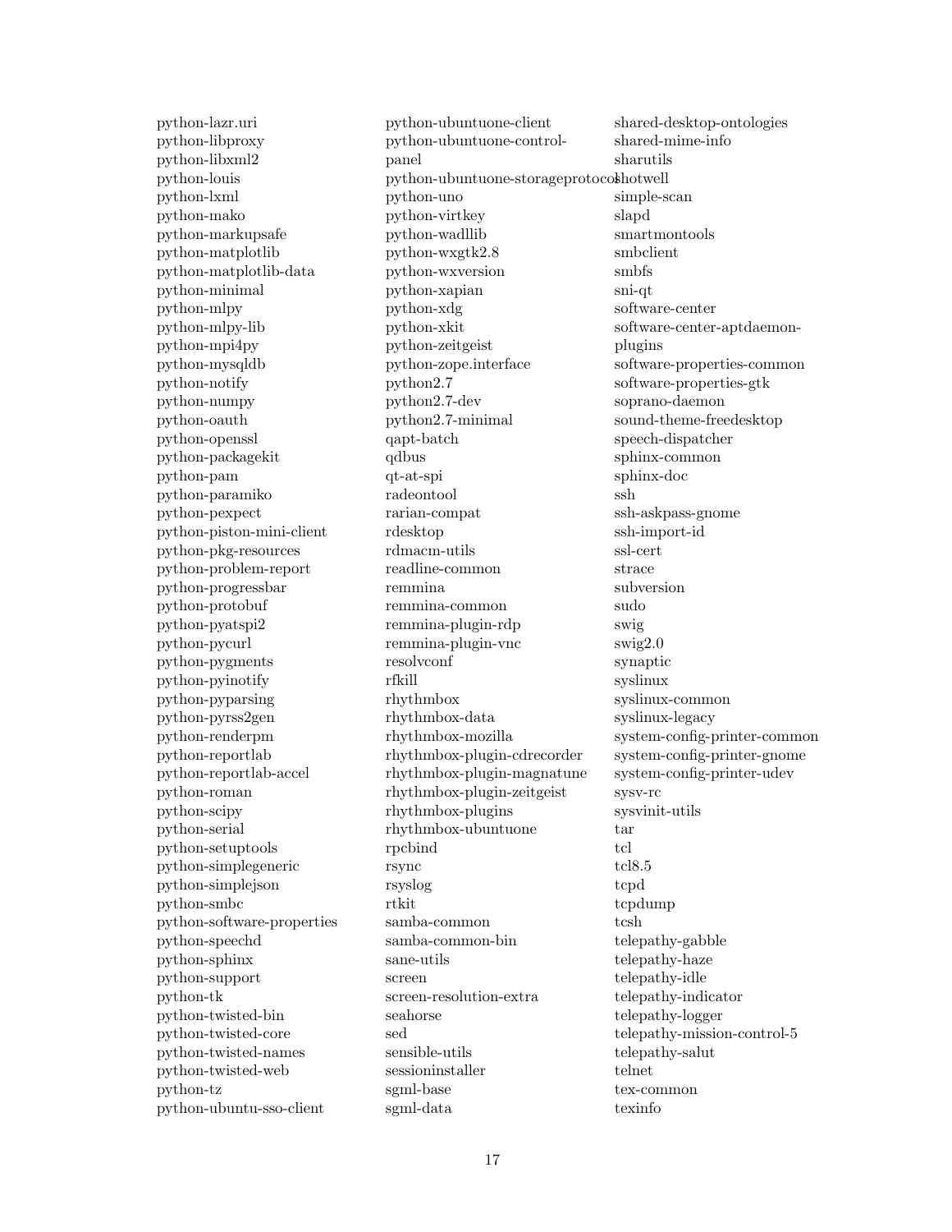python-lazr.uri
python-libproxy
python-libxml2
python-louis
python-lxml
python-mako
python-markupsafe
python-matplotlib
python-matplotlib-data
python-minimal
python-mlpy
python-mlpy-lib
python-mpi4py
python-mysqldb
python-notify
python-numpy
python-oauth
python-openssl
python-packagekit
python-pam
python-paramiko
python-pexpect
python-piston-mini-client
python-pkg-resources
python-problem-report
python-progressbar
python-protobuf
python-pyatspi2
python-pycurl
python-pygments
python-pyinotify
python-pyparsing
python-pyrss2gen
python-renderpm
python-reportlab
python-reportlab-accel
python-roman
python-scipy
python-serial
python-setuptools
python-simplegeneric
python-simplejson
python-smbc
python-software-properties
python-speechd
python-sphinx
python-support
python-tk
python-twisted-bin
python-twisted-core
python-twisted-names
python-twisted-web
python-tz
python-ubuntu-sso-client
python-ubuntuone-client
python-ubuntuone-control-panel
python-ubuntuone-storageprotocol
python-uno
python-virtkey
python-wadllib
python-wxgtk2.8
python-wxversion
python-xapian
python-xdg
python-xkit
python-zeitgeist
python-zope.interface
python2.7
python2.7-dev
python2.7-minimal
qapt-batch
qdbus
qt-at-spi
radeontool
rarian-compat
rdesktop
rdmacm-utils
readline-common
remmina
remmina-common
remmina-plugin-rdp
remmina-plugin-vnc
resolvconf
rfkill
rhythmbox
rhythmbox-data
rhythmbox-mozilla
rhythmbox-plugin-cdrecorder
rhythmbox-plugin-magnatune
rhythmbox-plugin-zeitgeist
rhythmbox-plugins
rhythmbox-ubuntuone
rpcbind
rsync
rsyslog
rtkit
samba-common
samba-common-bin
sane-utils
screen
screen-resolution-extra
seahorse
sed
sensible-utils
sessioninstaller
sgml-base
sgml-data
shared-desktop-ontologies
shared-mime-info
sharutils
shotwell
simple-scan
slapd
smartmontools
smbclient
smbfs
sni-qt
software-center
software-center-aptdaemon-plugins
software-properties-common
software-properties-gtk
soprano-daemon
sound-theme-freedesktop
speech-dispatcher
sphinx-common
sphinx-doc
ssh
ssh-askpass-gnome
ssh-import-id
ssl-cert
strace
subversion
sudo
swig
swig2.0
synaptic
syslinux
syslinux-common
syslinux-legacy
system-config-printer-common
system-config-printer-gnome
system-config-printer-udev
sysv-rc
sysvinit-utils
tar
tcl
tcl8.5
tcpd
tcpdump
tcsh
telepathy-gabble
telepathy-haze
telepathy-idle
telepathy-indicator
telepathy-logger
telepathy-mission-control-5
telepathy-salut
telnet
tex-common
texinfo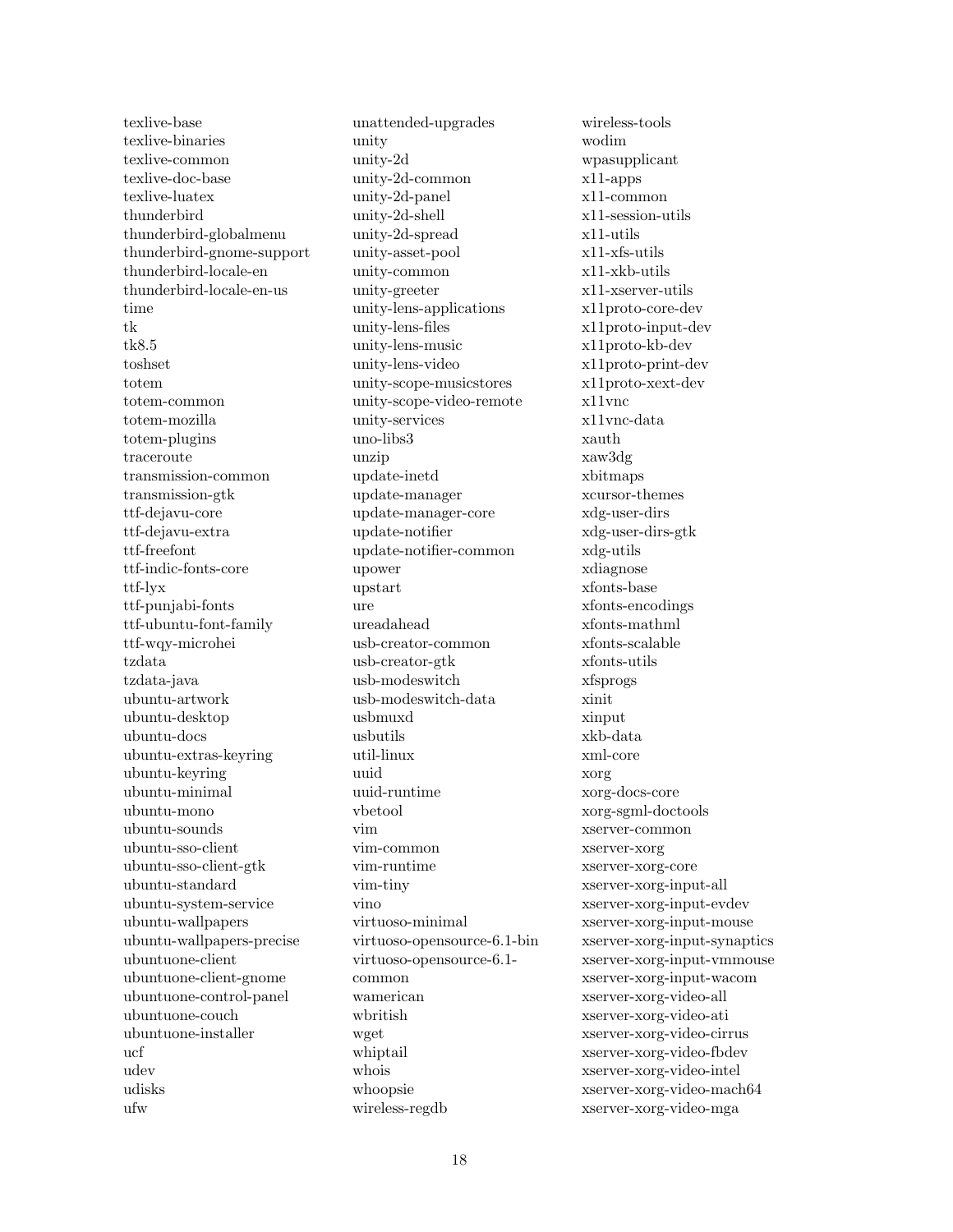texlive-base
texlive-binaries
texlive-common
texlive-doc-base
texlive-luatex
thunderbird
thunderbird-globalmenu
thunderbird-gnome-support
thunderbird-locale-en
thunderbird-locale-en-us
time
tk
tk8.5
toshset
totem
totem-common
totem-mozilla
totem-plugins
traceroute
transmission-common
transmission-gtk
ttf-dejavu-core
ttf-dejavu-extra
ttf-freefont
ttf-indic-fonts-core
ttf-lyx
ttf-punjabi-fonts
ttf-ubuntu-font-family
ttf-wqy-microhei
tzdata
tzdata-java
ubuntu-artwork
ubuntu-desktop
ubuntu-docs
ubuntu-extras-keyring
ubuntu-keyring
ubuntu-minimal
ubuntu-mono
ubuntu-sounds
ubuntu-sso-client
ubuntu-sso-client-gtk
ubuntu-standard
ubuntu-system-service
ubuntu-wallpapers
ubuntu-wallpapers-precise
ubuntuone-client
ubuntuone-client-gnome
ubuntuone-control-panel
ubuntuone-couch
ubuntuone-installer
ucf
udev
udisks
ufw
unattended-upgrades
unity
unity-2d
unity-2d-common
unity-2d-panel
unity-2d-shell
unity-2d-spread
unity-asset-pool
unity-common
unity-greeter
unity-lens-applications
unity-lens-files
unity-lens-music
unity-lens-video
unity-scope-musicstores
unity-scope-video-remote
unity-services
uno-libs3
unzip
update-inetd
update-manager
update-manager-core
update-notifier
update-notifier-common
upower
upstart
ure
ureadahead
usb-creator-common
usb-creator-gtk
usb-modeswitch
usb-modeswitch-data
usbmuxd
usbutils
util-linux
uuid
uuid-runtime
vbetool
vim
vim-common
vim-runtime
vim-tiny
vino
virtuoso-minimal
virtuoso-opensource-6.1-bin
virtuoso-opensource-6.1-common
wamerican
wbritish
wget
whiptail
whois
whoopsie
wireless-regdb
wireless-tools
wodim
wpasupplicant
x11-apps
x11-common
x11-session-utils
x11-utils
x11-xfs-utils
x11-xkb-utils
x11-xserver-utils
x11proto-core-dev
x11proto-input-dev
x11proto-kb-dev
x11proto-print-dev
x11proto-xext-dev
x11vnc
x11vnc-data
xauth
xaw3dg
xbitmaps
xcursor-themes
xdg-user-dirs
xdg-user-dirs-gtk
xdg-utils
xdiagnose
xfonts-base
xfonts-encodings
xfonts-mathml
xfonts-scalable
xfonts-utils
xfsprogs
xinit
xinput
xkb-data
xml-core
xorg
xorg-docs-core
xorg-sgml-doctools
xserver-common
xserver-xorg
xserver-xorg-core
xserver-xorg-input-all
xserver-xorg-input-evdev
xserver-xorg-input-mouse
xserver-xorg-input-synaptics
xserver-xorg-input-vmmouse
xserver-xorg-input-wacom
xserver-xorg-video-all
xserver-xorg-video-ati
xserver-xorg-video-cirrus
xserver-xorg-video-fbdev
xserver-xorg-video-intel
xserver-xorg-video-mach64
xserver-xorg-video-mga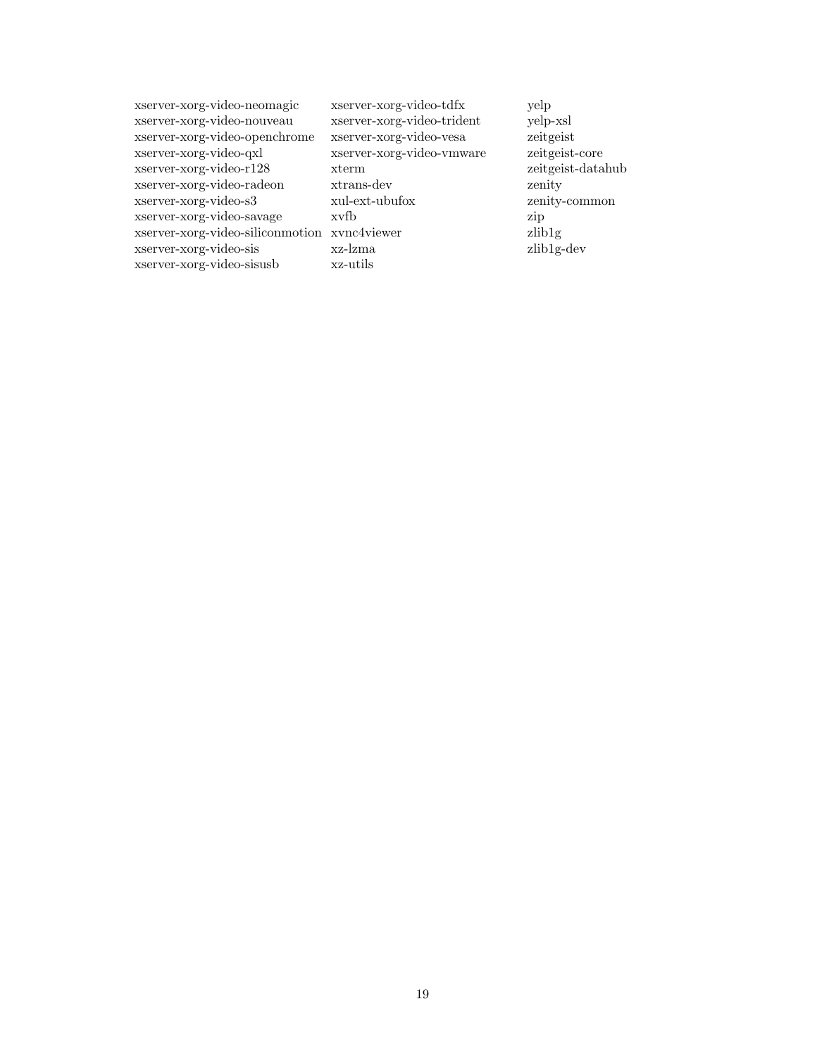xserver-xorg-video-neomagic
xserver-xorg-video-nouveau
xserver-xorg-video-openchrome
xserver-xorg-video-qxl
xserver-xorg-video-r128
xserver-xorg-video-radeon
xserver-xorg-video-s3
xserver-xorg-video-savage
xserver-xorg-video-siliconmotion
xserver-xorg-video-sis
xserver-xorg-video-sisusb
xserver-xorg-video-tdfx
xserver-xorg-video-trident
xserver-xorg-video-vesa
xserver-xorg-video-vmware
xterm
xtrans-dev
xul-ext-ubufox
xvfb
xvnc4viewer
xz-lzma
xz-utils
yelp
yelp-xsl
zeitgeist
zeitgeist-core
zeitgeist-datahub
zenity
zenity-common
zip
zlib1g
zlib1g-dev